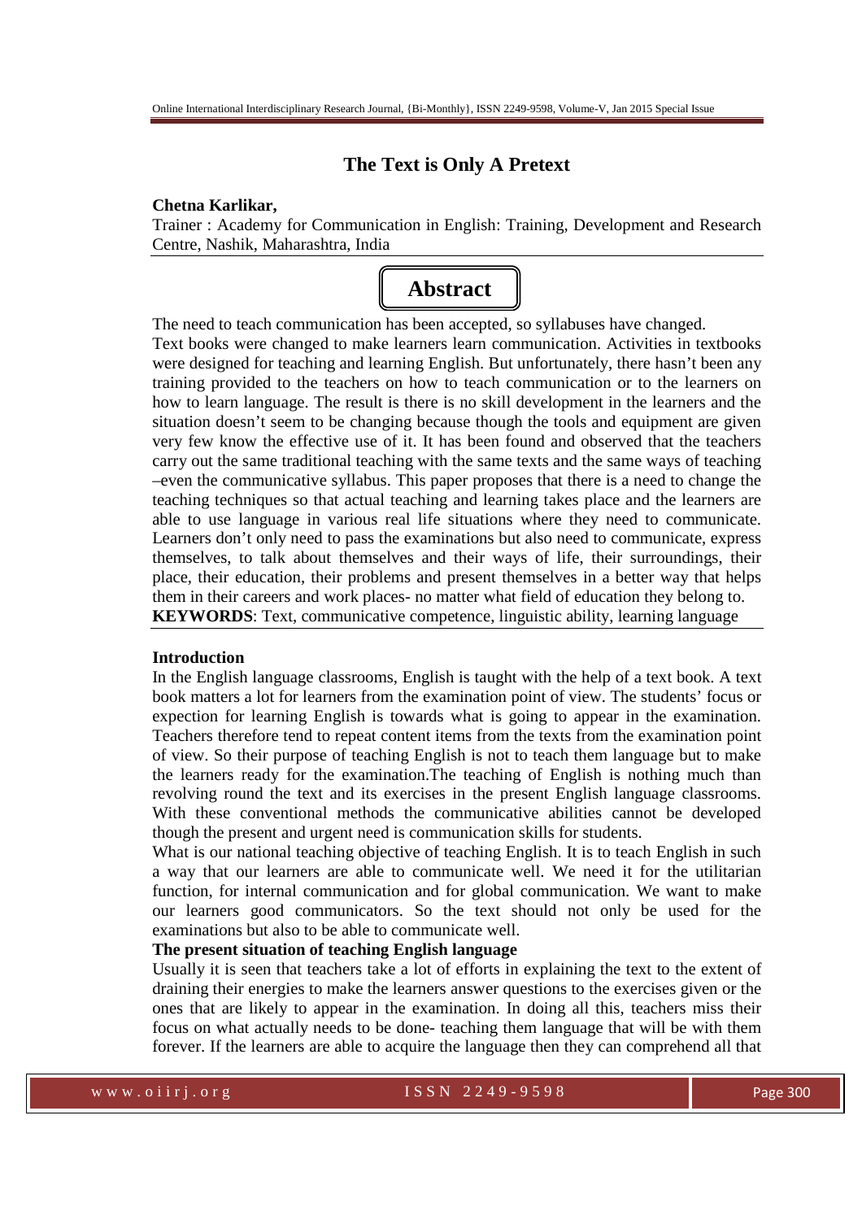# The Text is Only A Pretext

**Chetna Karlikar,**

Trainer : Academy for Communication in English: Training, Development and Research Centre, Nashik, Maharashtra, India

## Abstract

The need to teach communication has been accepted, so syllabuses have changed. Text books were changed to make learners learn communication. Activities in textbooks were designed for teaching and learning English. But unfortunately, there hasn't been any training provided to the teachers on how to teach communication or to the learners on how to learn language. The result is there is no skill development in the learners and the situation doesn't seem to be changing because though the tools and equipment are given very few know the effective use of it. It has been found and observed that the teachers carry out the same traditional teaching with the same texts and the same ways of teaching –even the communicative syllabus. This paper proposes that there is a need to change the teaching techniques so that actual teaching and learning takes place and the learners are able to use language in various real life situations where they need to communicate. Learners don't only need to pass the examinations but also need to communicate, express themselves, to talk about themselves and their ways of life, their surroundings, their place, their education, their problems and present themselves in a better way that helps them in their careers and work places- no matter what field of education they belong to.

**KEYWORDS**: Text, communicative competence, linguistic ability, learning language

### Introduction

In the English language classrooms, English is taught with the help of a text book. A text book matters a lot for learners from the examination point of view. The students' focus or expection for learning English is towards what is going to appear in the examination. Teachers therefore tend to repeat content items from the texts from the examination point of view. So their purpose of teaching English is not to teach them language but to make the learners ready for the examination.The teaching of English is nothing much than revolving round the text and its exercises in the present English language classrooms. With these conventional methods the communicative abilities cannot be developed though the present and urgent need is communication skills for students.

What is our national teaching objective of teaching English. It is to teach English in such a way that our learners are able to communicate well. We need it for the utilitarian function, for internal communication and for global communication. We want to make our learners good communicators. So the text should not only be used for the examinations but also to be able to communicate well.

### The present situation of teaching English language

Usually it is seen that teachers take a lot of efforts in explaining the text to the extent of draining their energies to make the learners answer questions to the exercises given or the ones that are likely to appear in the examination. In doing all this, teachers miss their focus on what actually needs to be done- teaching them language that will be with them forever. If the learners are able to acquire the language then they can comprehend all that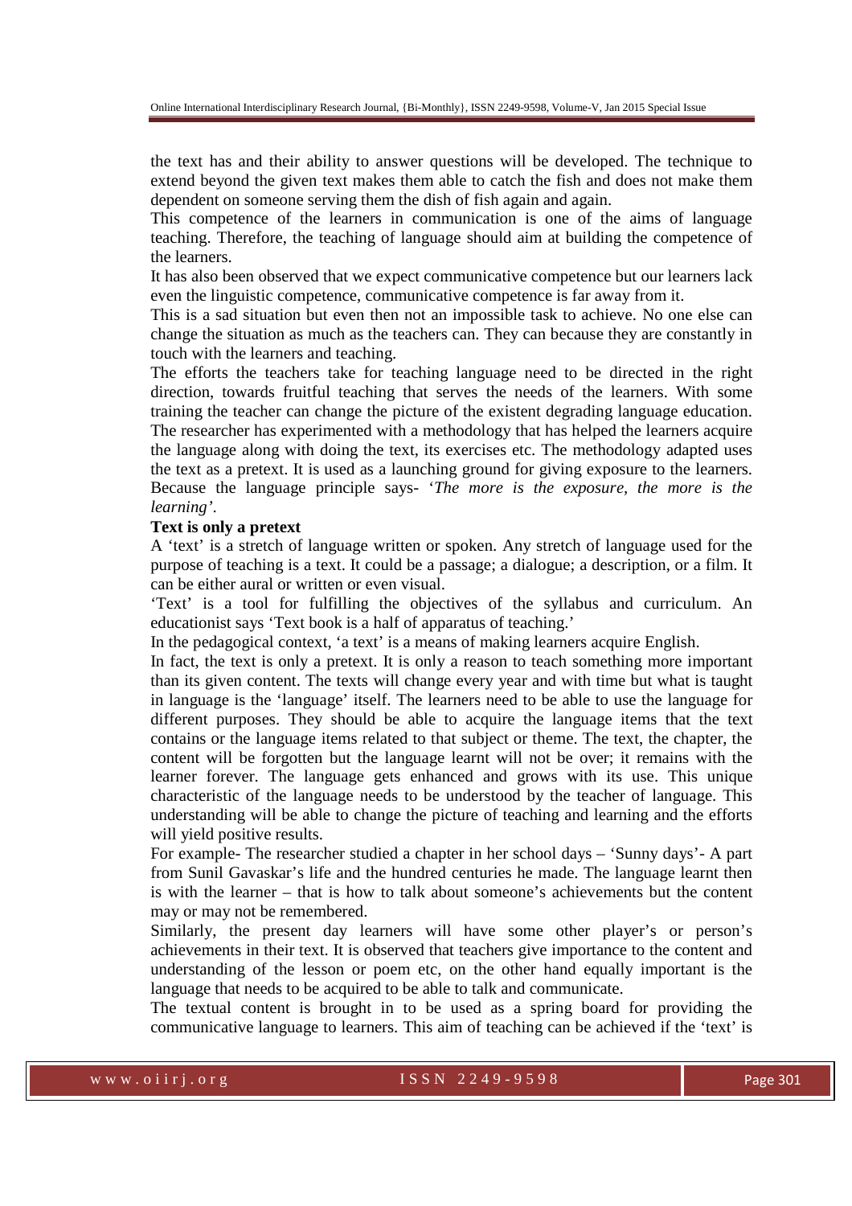the text has and their ability to answer questions will be developed. The technique to extend beyond the given text makes them able to catch the fish and does not make them dependent on someone serving them the dish of fish again and again.

This competence of the learners in communication is one of the aims of language teaching. Therefore, the teaching of language should aim at building the competence of the learners.

It has also been observed that we expect communicative competence but our learners lack even the linguistic competence, communicative competence is far away from it.

This is a sad situation but even then not an impossible task to achieve. No one else can change the situation as much as the teachers can. They can because they are constantly in touch with the learners and teaching.

The efforts the teachers take for teaching language need to be directed in the right direction, towards fruitful teaching that serves the needs of the learners. With some training the teacher can change the picture of the existent degrading language education. The researcher has experimented with a methodology that has helped the learners acquire the language along with doing the text, its exercises etc. The methodology adapted uses the text as a pretext. It is used as a launching ground for giving exposure to the learners. Because the language principle says- '*The more is the exposure, the more is the learning'*.

**Text is only a pretext**

A 'text' is a stretch of language written or spoken. Any stretch of language used for the purpose of teaching is a text. It could be a passage; a dialogue; a description, or a film. It can be either aural or written or even visual.

'Text' is a tool for fulfilling the objectives of the syllabus and curriculum. An educationist says 'Text book is a half of apparatus of teaching.'

In the pedagogical context, 'a text' is a means of making learners acquire English.

In fact, the text is only a pretext. It is only a reason to teach something more important than its given content. The texts will change every year and with time but what is taught in language is the 'language' itself. The learners need to be able to use the language for different purposes. They should be able to acquire the language items that the text contains or the language items related to that subject or theme. The text, the chapter, the content will be forgotten but the language learnt will not be over; it remains with the learner forever. The language gets enhanced and grows with its use. This unique characteristic of the language needs to be understood by the teacher of language. This understanding will be able to change the picture of teaching and learning and the efforts will yield positive results.

For example- The researcher studied a chapter in her school days – 'Sunny days'- A part from Sunil Gavaskar's life and the hundred centuries he made. The language learnt then is with the learner – that is how to talk about someone's achievements but the content may or may not be remembered.

Similarly, the present day learners will have some other player's or person's achievements in their text. It is observed that teachers give importance to the content and understanding of the lesson or poem etc, on the other hand equally important is the language that needs to be acquired to be able to talk and communicate.

The textual content is brought in to be used as a spring board for providing the communicative language to learners. This aim of teaching can be achieved if the 'text' is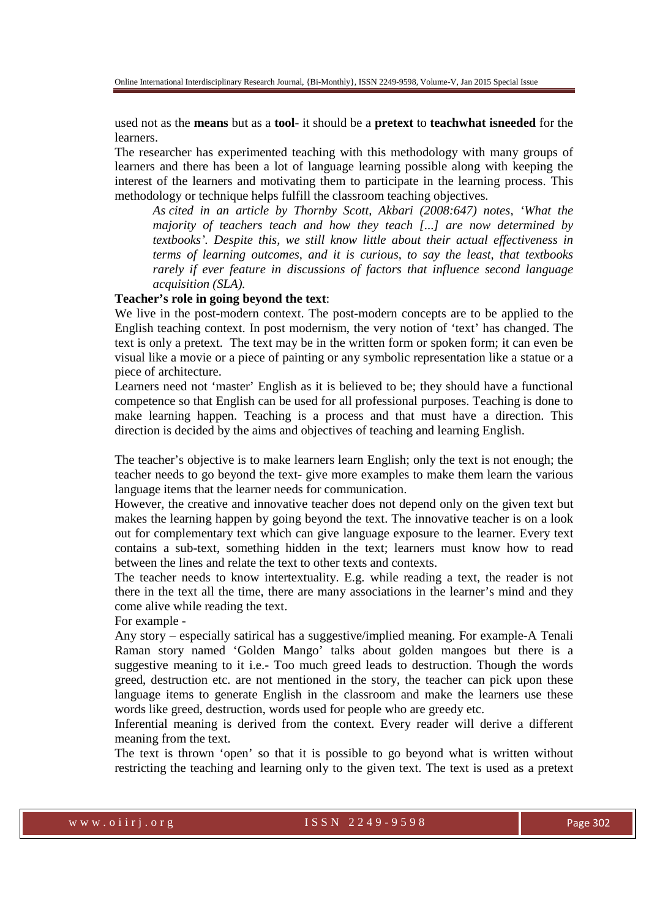used not as the **means** but as a **tool**- it should be a **pretext** to **teachwhat isneeded** for the learners.

The researcher has experimented teaching with this methodology with many groups of learners and there has been a lot of language learning possible along with keeping the interest of the learners and motivating them to participate in the learning process. This methodology or technique helps fulfill the classroom teaching objectives.

> *As cited in an article by Thornby Scott, Akbari (2008:647) notes, 'What the majority of teachers teach and how they teach [...] are now determined by textbooks'. Despite this, we still know little about their actual effectiveness in terms of learning outcomes, and it is curious, to say the least, that textbooks rarely if ever feature in discussions of factors that influence second language acquisition (SLA).*

**Teacher's role in going beyond the text**:

We live in the post-modern context. The post-modern concepts are to be applied to the English teaching context. In post modernism, the very notion of 'text' has changed. The text is only a pretext. The text may be in the written form or spoken form; it can even be visual like a movie or a piece of painting or any symbolic representation like a statue or a piece of architecture.

Learners need not 'master' English as it is believed to be; they should have a functional competence so that English can be used for all professional purposes. Teaching is done to make learning happen. Teaching is a process and that must have a direction. This direction is decided by the aims and objectives of teaching and learning English.

The teacher's objective is to make learners learn English; only the text is not enough; the teacher needs to go beyond the text- give more examples to make them learn the various language items that the learner needs for communication.

However, the creative and innovative teacher does not depend only on the given text but makes the learning happen by going beyond the text. The innovative teacher is on a look out for complementary text which can give language exposure to the learner. Every text contains a sub-text, something hidden in the text; learners must know how to read between the lines and relate the text to other texts and contexts.

The teacher needs to know intertextuality. E.g. while reading a text, the reader is not there in the text all the time, there are many associations in the learner's mind and they come alive while reading the text.

For example -

Any story – especially satirical has a suggestive/implied meaning. For example-A Tenali Raman story named 'Golden Mango' talks about golden mangoes but there is a suggestive meaning to it i.e.- Too much greed leads to destruction. Though the words greed, destruction etc. are not mentioned in the story, the teacher can pick upon these language items to generate English in the classroom and make the learners use these words like greed, destruction, words used for people who are greedy etc.

Inferential meaning is derived from the context. Every reader will derive a different meaning from the text.

The text is thrown 'open' so that it is possible to go beyond what is written without restricting the teaching and learning only to the given text. The text is used as a pretext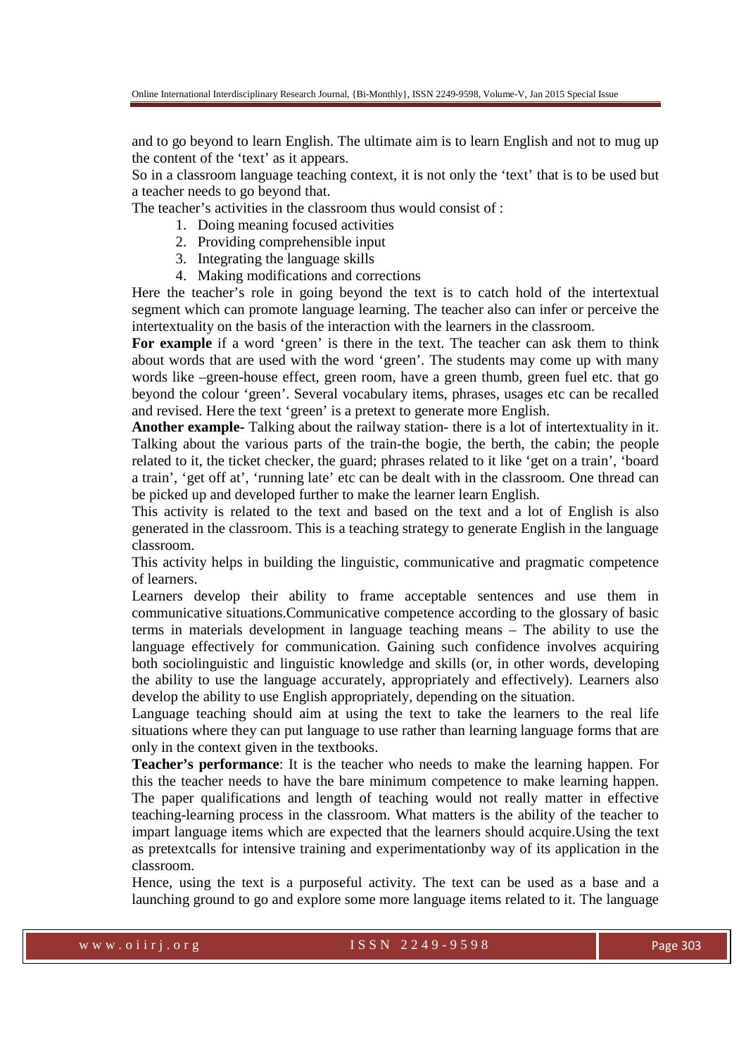and to go beyond to learn English. The ultimate aim is to learn English and not to mug up the content of the 'text' as it appears.

So in a classroom language teaching context, it is not only the 'text' that is to be used but a teacher needs to go beyond that.

The teacher's activities in the classroom thus would consist of :

1. Doing meaning focused activities
2. Providing comprehensible input
3. Integrating the language skills
4. Making modifications and corrections

Here the teacher's role in going beyond the text is to catch hold of the intertextual segment which can promote language learning. The teacher also can infer or perceive the intertextuality on the basis of the interaction with the learners in the classroom.

**For example** if a word 'green' is there in the text. The teacher can ask them to think about words that are used with the word 'green'. The students may come up with many words like –green-house effect, green room, have a green thumb, green fuel etc. that go beyond the colour 'green'. Several vocabulary items, phrases, usages etc can be recalled and revised. Here the text 'green' is a pretext to generate more English.

**Another example-** Talking about the railway station- there is a lot of intertextuality in it. Talking about the various parts of the train-the bogie, the berth, the cabin; the people related to it, the ticket checker, the guard; phrases related to it like 'get on a train', 'board a train', 'get off at', 'running late' etc can be dealt with in the classroom. One thread can be picked up and developed further to make the learner learn English.

This activity is related to the text and based on the text and a lot of English is also generated in the classroom. This is a teaching strategy to generate English in the language classroom.

This activity helps in building the linguistic, communicative and pragmatic competence of learners.

Learners develop their ability to frame acceptable sentences and use them in communicative situations.Communicative competence according to the glossary of basic terms in materials development in language teaching means – The ability to use the language effectively for communication. Gaining such confidence involves acquiring both sociolinguistic and linguistic knowledge and skills (or, in other words, developing the ability to use the language accurately, appropriately and effectively). Learners also develop the ability to use English appropriately, depending on the situation.

Language teaching should aim at using the text to take the learners to the real life situations where they can put language to use rather than learning language forms that are only in the context given in the textbooks.

**Teacher's performance**: It is the teacher who needs to make the learning happen. For this the teacher needs to have the bare minimum competence to make learning happen. The paper qualifications and length of teaching would not really matter in effective teaching-learning process in the classroom. What matters is the ability of the teacher to impart language items which are expected that the learners should acquire.Using the text as pretextcalls for intensive training and experimentationby way of its application in the classroom.

Hence, using the text is a purposeful activity. The text can be used as a base and a launching ground to go and explore some more language items related to it. The language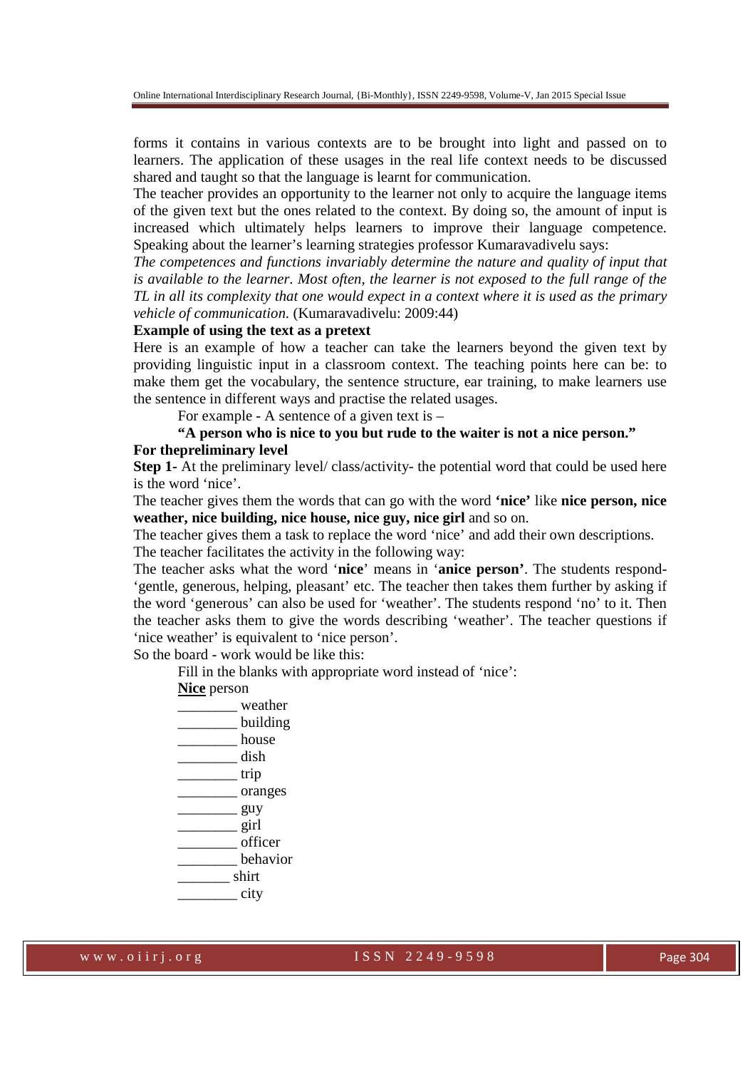forms it contains in various contexts are to be brought into light and passed on to learners. The application of these usages in the real life context needs to be discussed shared and taught so that the language is learnt for communication.

The teacher provides an opportunity to the learner not only to acquire the language items of the given text but the ones related to the context. By doing so, the amount of input is increased which ultimately helps learners to improve their language competence. Speaking about the learner's learning strategies professor Kumaravadivelu says:

*The competences and functions invariably determine the nature and quality of input that is available to the learner. Most often, the learner is not exposed to the full range of the TL in all its complexity that one would expect in a context where it is used as the primary vehicle of communication.* (Kumaravadivelu: 2009:44)

**Example of using the text as a pretext**

Here is an example of how a teacher can take the learners beyond the given text by providing linguistic input in a classroom context. The teaching points here can be: to make them get the vocabulary, the sentence structure, ear training, to make learners use the sentence in different ways and practise the related usages.

For example - A sentence of a given text is –

**"A person who is nice to you but rude to the waiter is not a nice person."**

**For thepreliminary level**

**Step 1**- At the preliminary level/ class/activity- the potential word that could be used here is the word 'nice'.

The teacher gives them the words that can go with the word **'nice'** like **nice person, nice weather, nice building, nice house, nice guy, nice girl** and so on.

The teacher gives them a task to replace the word 'nice' and add their own descriptions.

The teacher facilitates the activity in the following way:

The teacher asks what the word '**nice**' means in '**anice person'**. The students respond- 'gentle, generous, helping, pleasant' etc. The teacher then takes them further by asking if the word 'generous' can also be used for 'weather'. The students respond 'no' to it. Then the teacher asks them to give the words describing 'weather'. The teacher questions if 'nice weather' is equivalent to 'nice person'.

So the board - work would be like this:

Fill in the blanks with appropriate word instead of 'nice':

<u>**Nice**</u> person

________ weather

________ building

________ house

________ dish

________ trip

________ oranges

________ guy

________ girl

________ officer

________ behavior

_______ shirt

________ city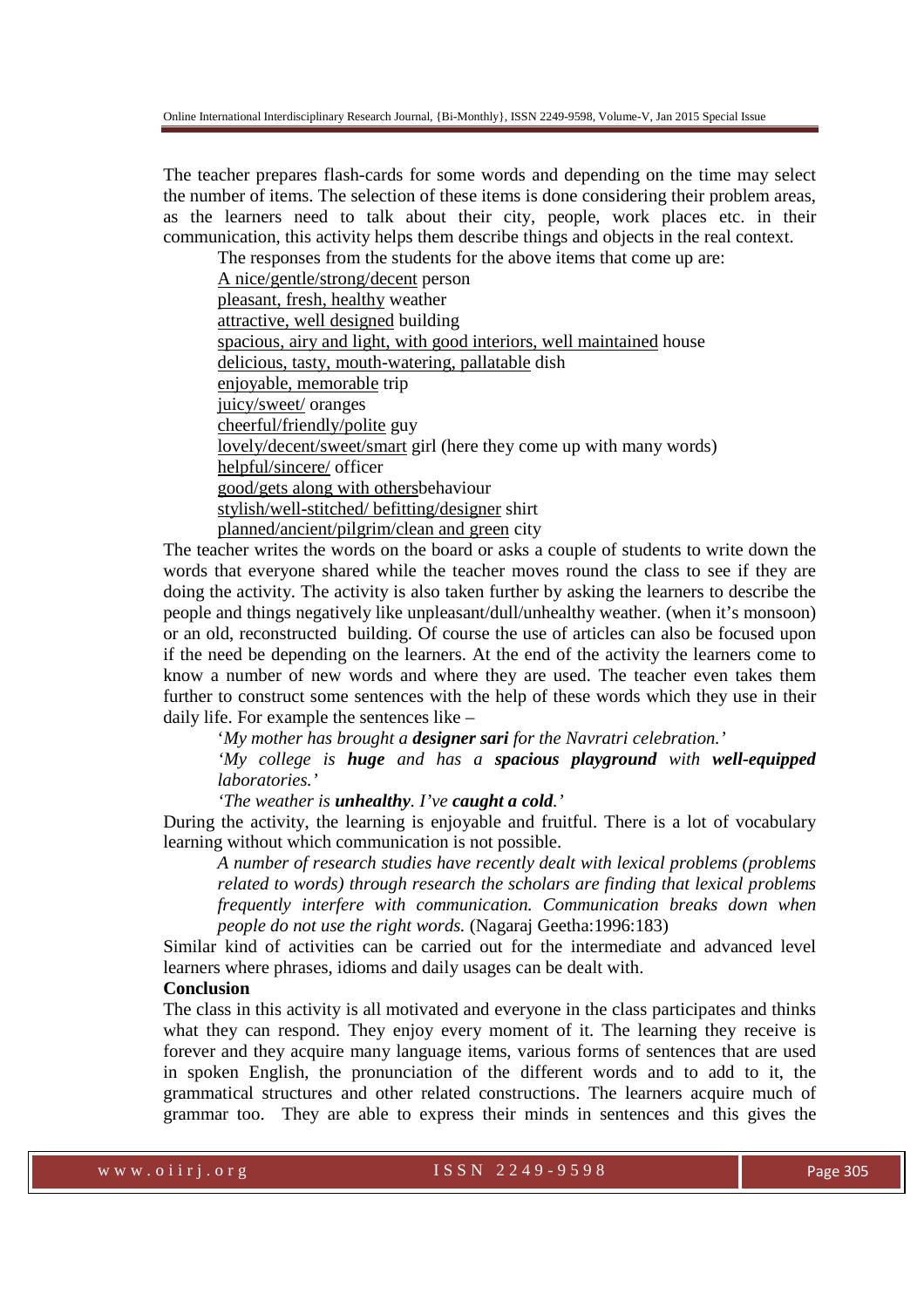The teacher prepares flash-cards for some words and depending on the time may select the number of items. The selection of these items is done considering their problem areas, as the learners need to talk about their city, people, work places etc. in their communication, this activity helps them describe things and objects in the real context.

The responses from the students for the above items that come up are:

<u>A nice/gentle/strong/decent</u> person  
<u>pleasant, fresh, healthy</u> weather  
<u>attractive, well designed</u> building  
<u>spacious, airy and light, with good interiors, well maintained</u> house  
<u>delicious, tasty, mouth-watering, pallatable</u> dish  
<u>enjoyable, memorable</u> trip  
<u>juicy/sweet/</u> oranges  
<u>cheerful/friendly/polite</u> guy  
<u>lovely/decent/sweet/smart</u> girl (here they come up with many words)  
<u>helpful/sincere/</u> officer  
<u>good/gets along with others</u>behaviour  
<u>stylish/well-stitched/ befitting/designer</u> shirt  
<u>planned/ancient/pilgrim/clean and green</u> city

The teacher writes the words on the board or asks a couple of students to write down the words that everyone shared while the teacher moves round the class to see if they are doing the activity. The activity is also taken further by asking the learners to describe the people and things negatively like unpleasant/dull/unhealthy weather. (when it's monsoon) or an old, reconstructed building. Of course the use of articles can also be focused upon if the need be depending on the learners. At the end of the activity the learners come to know a number of new words and where they are used. The teacher even takes them further to construct some sentences with the help of these words which they use in their daily life. For example the sentences like –

*'My mother has brought a **designer sari** for the Navratri celebration.'*

*'My college is **huge** and has a **spacious playground** with **well-equipped** laboratories.'*

*'The weather is **unhealthy**. I've **caught a cold**.'*

During the activity, the learning is enjoyable and fruitful. There is a lot of vocabulary learning without which communication is not possible.

> *A number of research studies have recently dealt with lexical problems (problems related to words) through research the scholars are finding that lexical problems frequently interfere with communication. Communication breaks down when people do not use the right words.* (Nagaraj Geetha:1996:183)

Similar kind of activities can be carried out for the intermediate and advanced level learners where phrases, idioms and daily usages can be dealt with.

**Conclusion**

The class in this activity is all motivated and everyone in the class participates and thinks what they can respond. They enjoy every moment of it. The learning they receive is forever and they acquire many language items, various forms of sentences that are used in spoken English, the pronunciation of the different words and to add to it, the grammatical structures and other related constructions. The learners acquire much of grammar too. They are able to express their minds in sentences and this gives the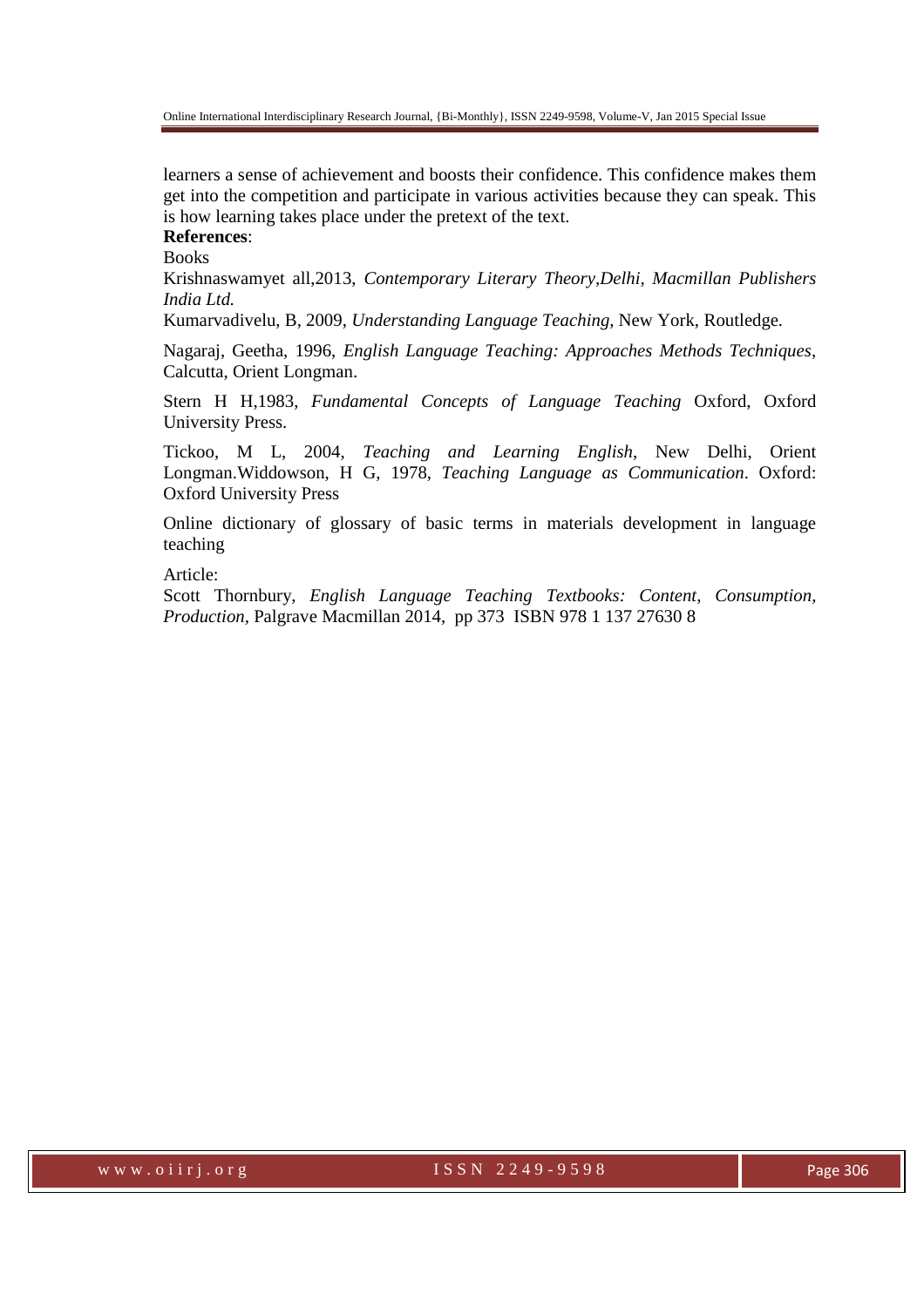learners a sense of achievement and boosts their confidence. This confidence makes them get into the competition and participate in various activities because they can speak. This is how learning takes place under the pretext of the text.

**References**:

Books

Krishnaswamyet all,2013, *Contemporary Literary Theory,Delhi, Macmillan Publishers India Ltd.*

Kumarvadivelu, B, 2009, *Understanding Language Teaching,* New York, Routledge.

Nagaraj, Geetha, 1996, *English Language Teaching: Approaches Methods Techniques*, Calcutta, Orient Longman.

Stern H H,1983, *Fundamental Concepts of Language Teaching* Oxford, Oxford University Press.

Tickoo, M L, 2004, *Teaching and Learning English*, New Delhi, Orient Longman.Widdowson, H G, 1978, *Teaching Language as Communication*. Oxford: Oxford University Press

Online dictionary of glossary of basic terms in materials development in language teaching

Article:

Scott Thornbury, *English Language Teaching Textbooks: Content, Consumption, Production*, Palgrave Macmillan 2014, pp 373 ISBN 978 1 137 27630 8